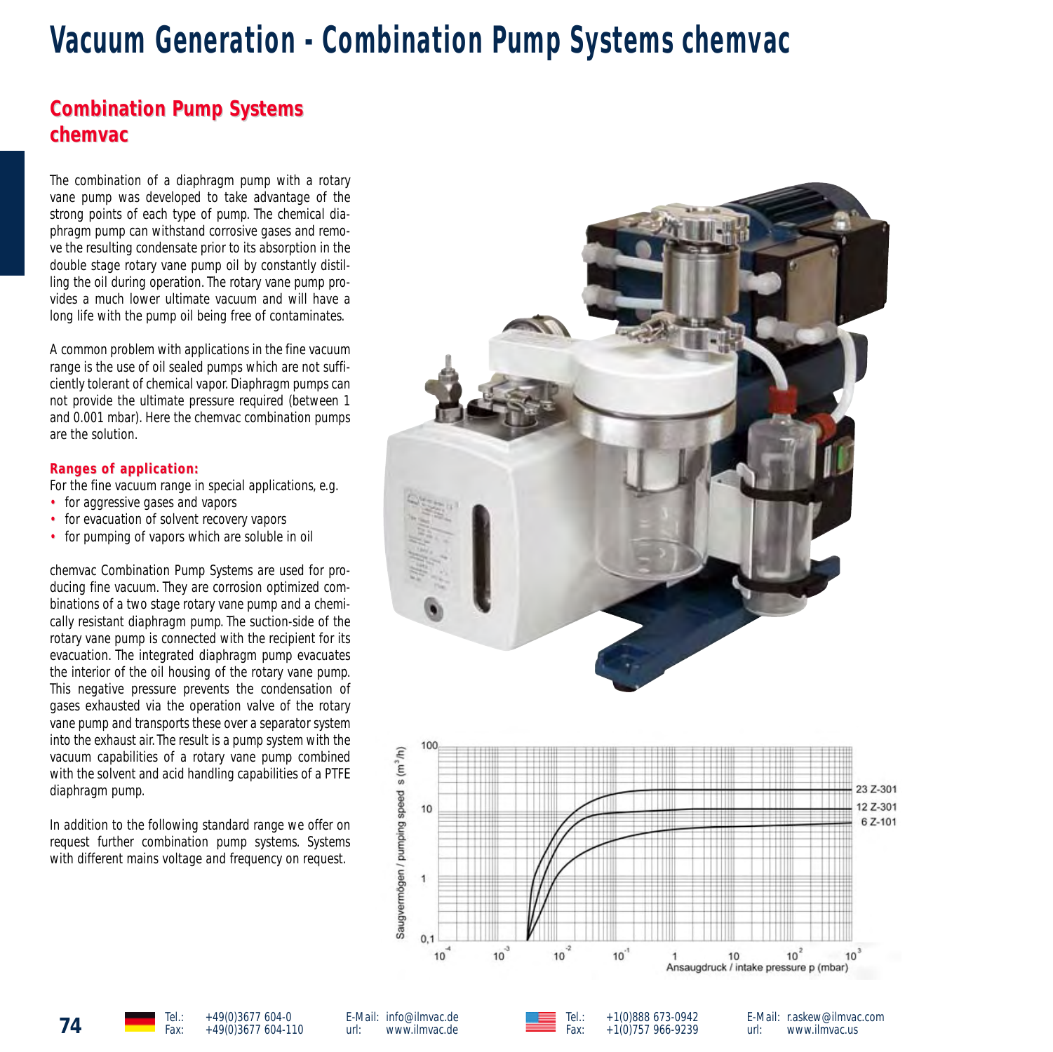# Vacuum Generation - Combination Pump Systems chemvac

## Combination Pump Systems chemvac

The combination of a diaphragm pump with a rotary vane pump was developed to take advantage of the strong points of each type of pump. The chemical diaphragm pump can withstand corrosive gases and remove the resulting condensate prior to its absorption in the double stage rotary vane pump oil by constantly distilling the oil during operation. The rotary vane pump provides a much lower ultimate vacuum and will have a long life with the pump oil being free of contaminates.

A common problem with applications in the fine vacuum range is the use of oil sealed pumps which are not sufficiently tolerant of chemical vapor. Diaphragm pumps can not provide the ultimate pressure required (between 1 and 0.001 mbar). Here the chemvac combination pumps are the solution.

### Ranges of application:

For the fine vacuum range in special applications, e.g.

- for aggressive gases and vapors
- for evacuation of solvent recovery vapors
- for pumping of vapors which are soluble in oil

chemvac Combination Pump Systems are used for producing fine vacuum. They are corrosion optimized combinations of a two stage rotary vane pump and a chemically resistant diaphragm pump. The suction-side of the rotary vane pump is connected with the recipient for its evacuation. The integrated diaphragm pump evacuates the interior of the oil housing of the rotary vane pump. This negative pressure prevents the condensation of gases exhausted via the operation valve of the rotary vane pump and transports these over a separator system into the exhaust air. The result is a pump system with the vacuum capabilities of a rotary vane pump combined with the solvent and acid handling capabilities of a PTFE diaphragm pump.

In addition to the following standard range we offer on request further combination pump systems. Systems with different mains voltage and frequency on request.

Saugvermögen / pumping speed s ($m^3$/h) — Ansaugdruck / intake pressure p (mbar) — 23 Z-301, 12 Z-301, 6 Z-101

Tel.: +49(0)3677 604-0 Fax: +49(0)3677 604-110 E-Mail: info@ilmvac.de url: www.ilmvac.de

Tel.: +1(0)888 673-0942 Fax: +1(0)757 966-9239 E-Mail: r.askew@ilmvac.com url: www.ilmvac.us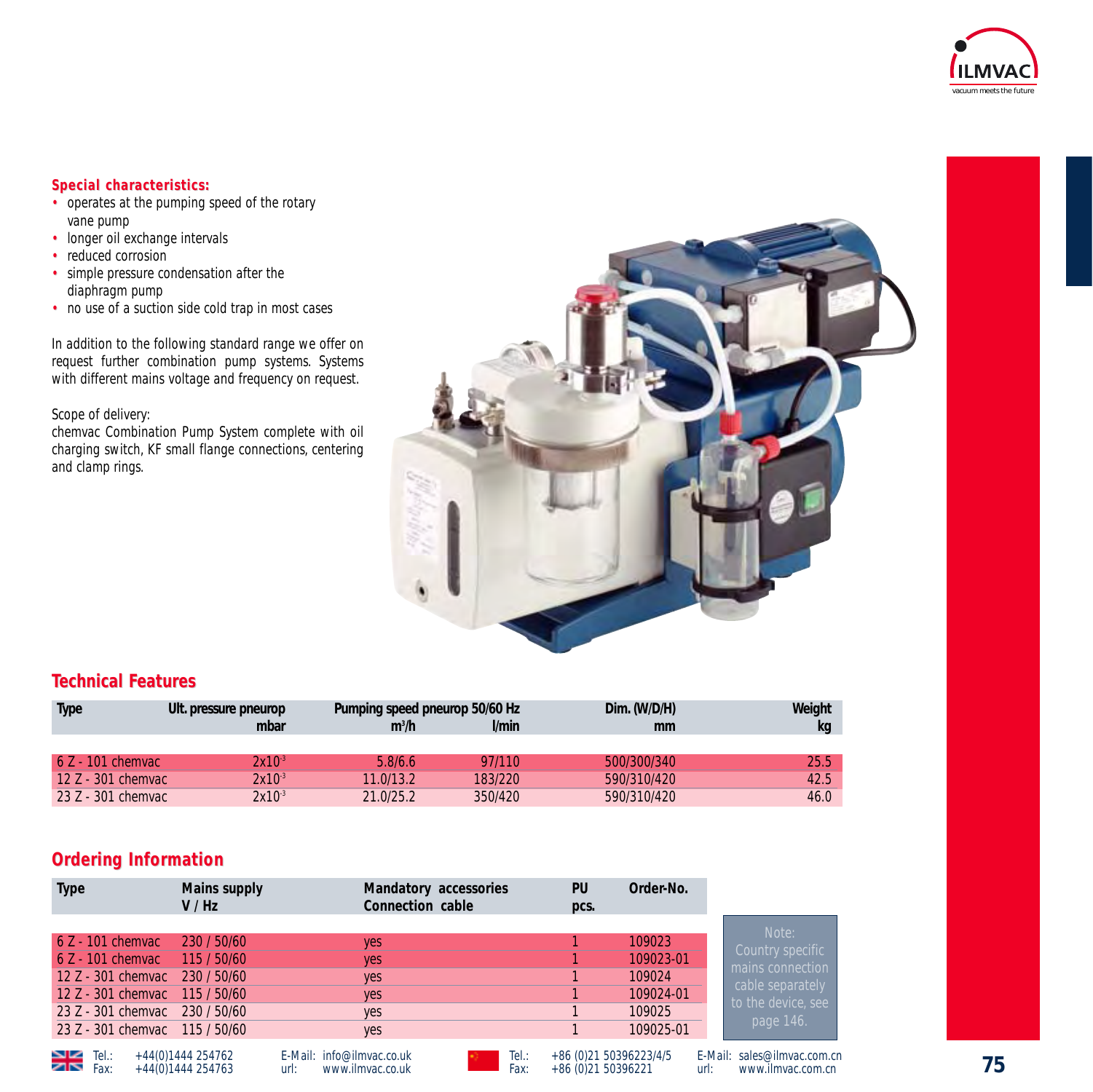**Special characteristics:**

- operates at the pumping speed of the rotary vane pump
- longer oil exchange intervals
- reduced corrosion
- simple pressure condensation after the diaphragm pump
- no use of a suction side cold trap in most cases

In addition to the following standard range we offer on request further combination pump systems. Systems with different mains voltage and frequency on request.

Scope of delivery:
chemvac Combination Pump System complete with oil charging switch, KF small flange connections, centering and clamp rings.

## Technical Features

| Type | Ult. pressure pneurop mbar | Pumping speed pneurop 50/60 Hz $m^3/h$ | l/min | Dim. (W/D/H) mm | Weight kg |
|---|---|---|---|---|---|
| 6 Z - 101 chemvac | $2x10^{-3}$ | 5.8/6.6 | 97/110 | 500/300/340 | 25.5 |
| 12 Z - 301 chemvac | $2x10^{-3}$ | 11.0/13.2 | 183/220 | 590/310/420 | 42.5 |
| 23 Z - 301 chemvac | $2x10^{-3}$ | 21.0/25.2 | 350/420 | 590/310/420 | 46.0 |

## Ordering Information

| Type | Mains supply V / Hz | Mandatory accessories Connection cable | PU pcs. | Order-No. |
|---|---|---|---|---|
| 6 Z - 101 chemvac | 230 / 50/60 | yes | 1 | 109023 |
| 6 Z - 101 chemvac | 115 / 50/60 | yes | 1 | 109023-01 |
| 12 Z - 301 chemvac | 230 / 50/60 | yes | 1 | 109024 |
| 12 Z - 301 chemvac | 115 / 50/60 | yes | 1 | 109024-01 |
| 23 Z - 301 chemvac | 230 / 50/60 | yes | 1 | 109025 |
| 23 Z - 301 chemvac | 115 / 50/60 | yes | 1 | 109025-01 |

Note: Country specific mains connection cable separately to the device, see page 146.

Tel.: +44(0)1444 254762 Fax: +44(0)1444 254763 E-Mail: info@ilmvac.co.uk url: www.ilmvac.co.uk

Tel.: +86 (0)21 50396223/4/5 Fax: +86 (0)21 50396221 E-Mail: sales@ilmvac.com.cn url: www.ilmvac.com.cn